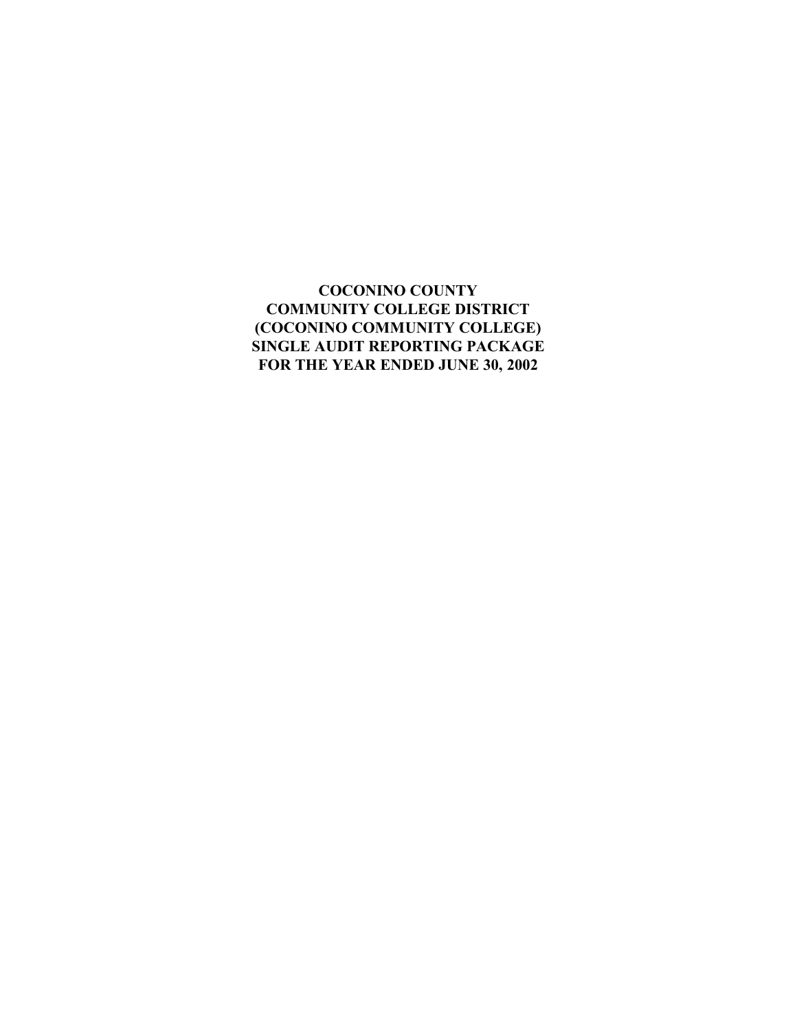# COCONINO COUNTY
# COMMUNITY COLLEGE DISTRICT
# (COCONINO COMMUNITY COLLEGE)
# SINGLE AUDIT REPORTING PACKAGE
# FOR THE YEAR ENDED JUNE 30, 2002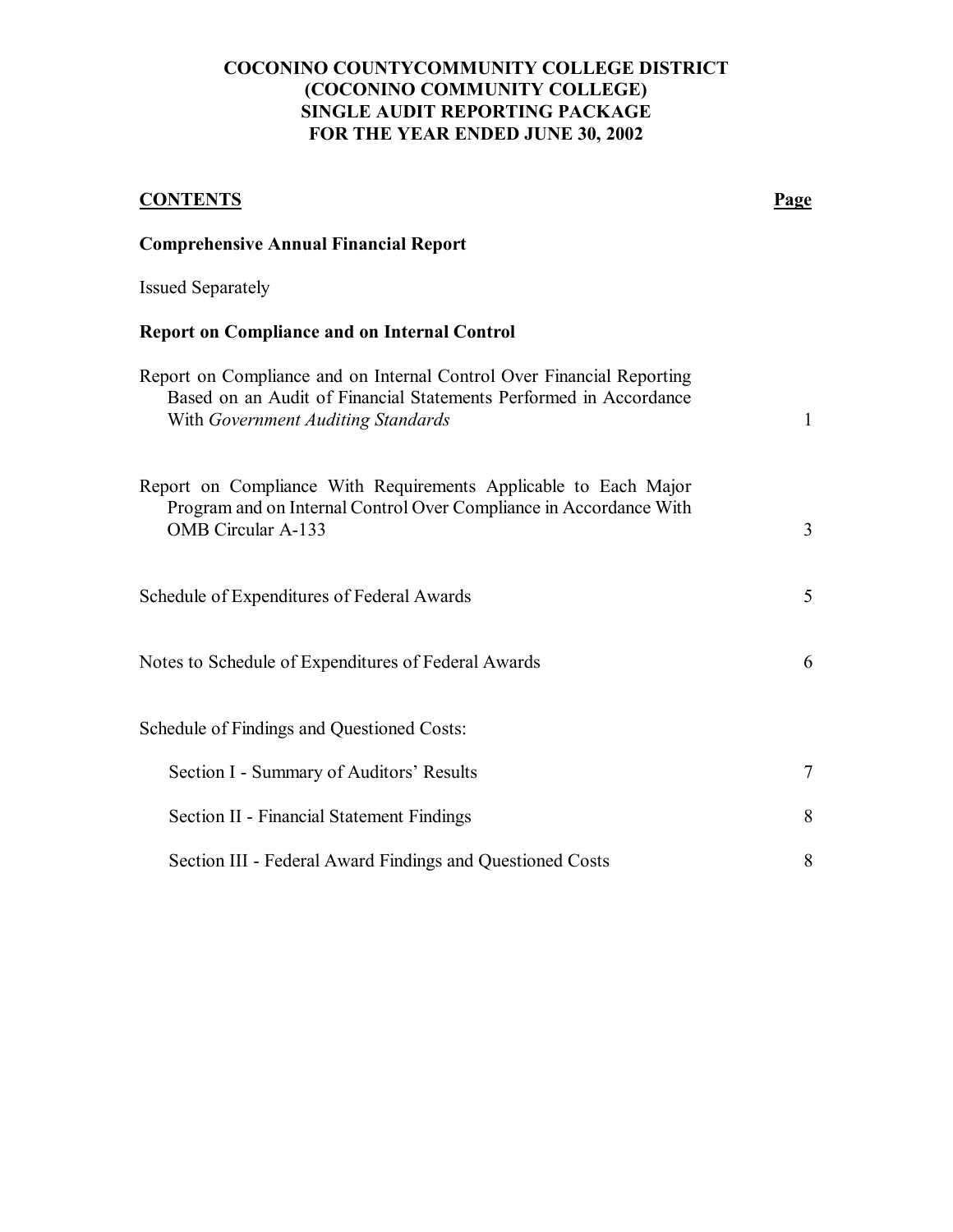# COCONINO COUNTYCOMMUNITY COLLEGE DISTRICT
# (COCONINO COMMUNITY COLLEGE)
# SINGLE AUDIT REPORTING PACKAGE
# FOR THE YEAR ENDED JUNE 30, 2002

| **CONTENTS** | **Page** |
| --- | --- |
| **Comprehensive Annual Financial Report** | |
| Issued Separately | |
| **Report on Compliance and on Internal Control** | |
| Report on Compliance and on Internal Control Over Financial Reporting Based on an Audit of Financial Statements Performed in Accordance With *Government Auditing Standards* | 1 |
| Report on Compliance With Requirements Applicable to Each Major Program and on Internal Control Over Compliance in Accordance With OMB Circular A-133 | 3 |
| Schedule of Expenditures of Federal Awards | 5 |
| Notes to Schedule of Expenditures of Federal Awards | 6 |
| Schedule of Findings and Questioned Costs: | |
| Section I - Summary of Auditors' Results | 7 |
| Section II - Financial Statement Findings | 8 |
| Section III - Federal Award Findings and Questioned Costs | 8 |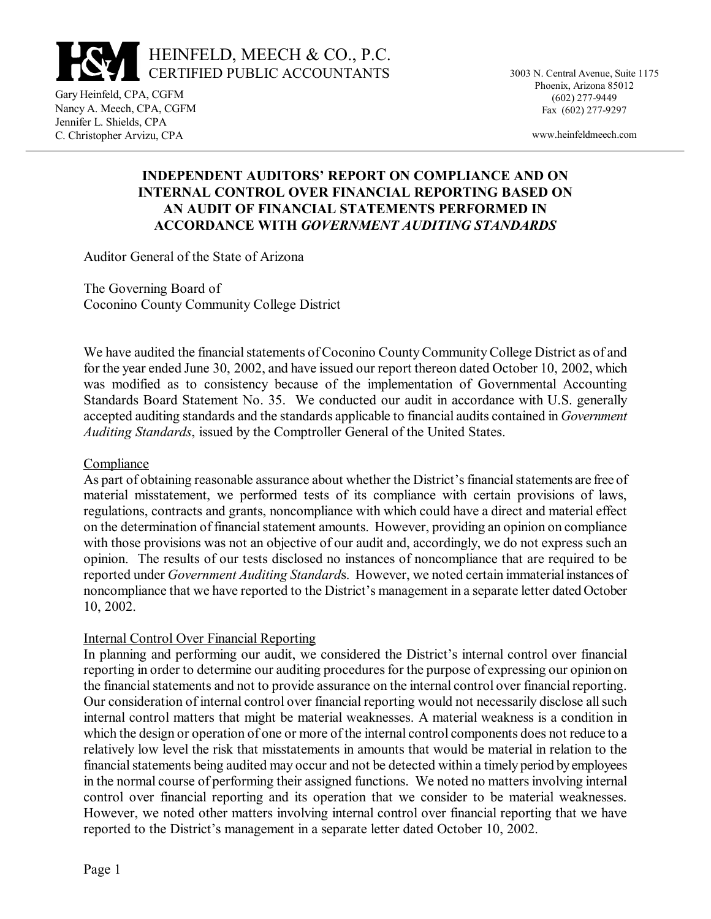HEINFELD, MEECH & CO., P.C.
CERTIFIED PUBLIC ACCOUNTANTS

Gary Heinfeld, CPA, CGFM
Nancy A. Meech, CPA, CGFM
Jennifer L. Shields, CPA
C. Christopher Arvizu, CPA

3003 N. Central Avenue, Suite 1175
Phoenix, Arizona 85012
(602) 277-9449
Fax (602) 277-9297

www.heinfeldmeech.com

## INDEPENDENT AUDITORS' REPORT ON COMPLIANCE AND ON INTERNAL CONTROL OVER FINANCIAL REPORTING BASED ON AN AUDIT OF FINANCIAL STATEMENTS PERFORMED IN ACCORDANCE WITH *GOVERNMENT AUDITING STANDARDS*

Auditor General of the State of Arizona

The Governing Board of
Coconino County Community College District

We have audited the financial statements of Coconino County Community College District as of and for the year ended June 30, 2002, and have issued our report thereon dated October 10, 2002, which was modified as to consistency because of the implementation of Governmental Accounting Standards Board Statement No. 35. We conducted our audit in accordance with U.S. generally accepted auditing standards and the standards applicable to financial audits contained in *Government Auditing Standards*, issued by the Comptroller General of the United States.

Compliance

As part of obtaining reasonable assurance about whether the District's financial statements are free of material misstatement, we performed tests of its compliance with certain provisions of laws, regulations, contracts and grants, noncompliance with which could have a direct and material effect on the determination of financial statement amounts. However, providing an opinion on compliance with those provisions was not an objective of our audit and, accordingly, we do not express such an opinion. The results of our tests disclosed no instances of noncompliance that are required to be reported under *Government Auditing Standards*. However, we noted certain immaterial instances of noncompliance that we have reported to the District's management in a separate letter dated October 10, 2002.

Internal Control Over Financial Reporting

In planning and performing our audit, we considered the District's internal control over financial reporting in order to determine our auditing procedures for the purpose of expressing our opinion on the financial statements and not to provide assurance on the internal control over financial reporting. Our consideration of internal control over financial reporting would not necessarily disclose all such internal control matters that might be material weaknesses. A material weakness is a condition in which the design or operation of one or more of the internal control components does not reduce to a relatively low level the risk that misstatements in amounts that would be material in relation to the financial statements being audited may occur and not be detected within a timely period by employees in the normal course of performing their assigned functions. We noted no matters involving internal control over financial reporting and its operation that we consider to be material weaknesses. However, we noted other matters involving internal control over financial reporting that we have reported to the District's management in a separate letter dated October 10, 2002.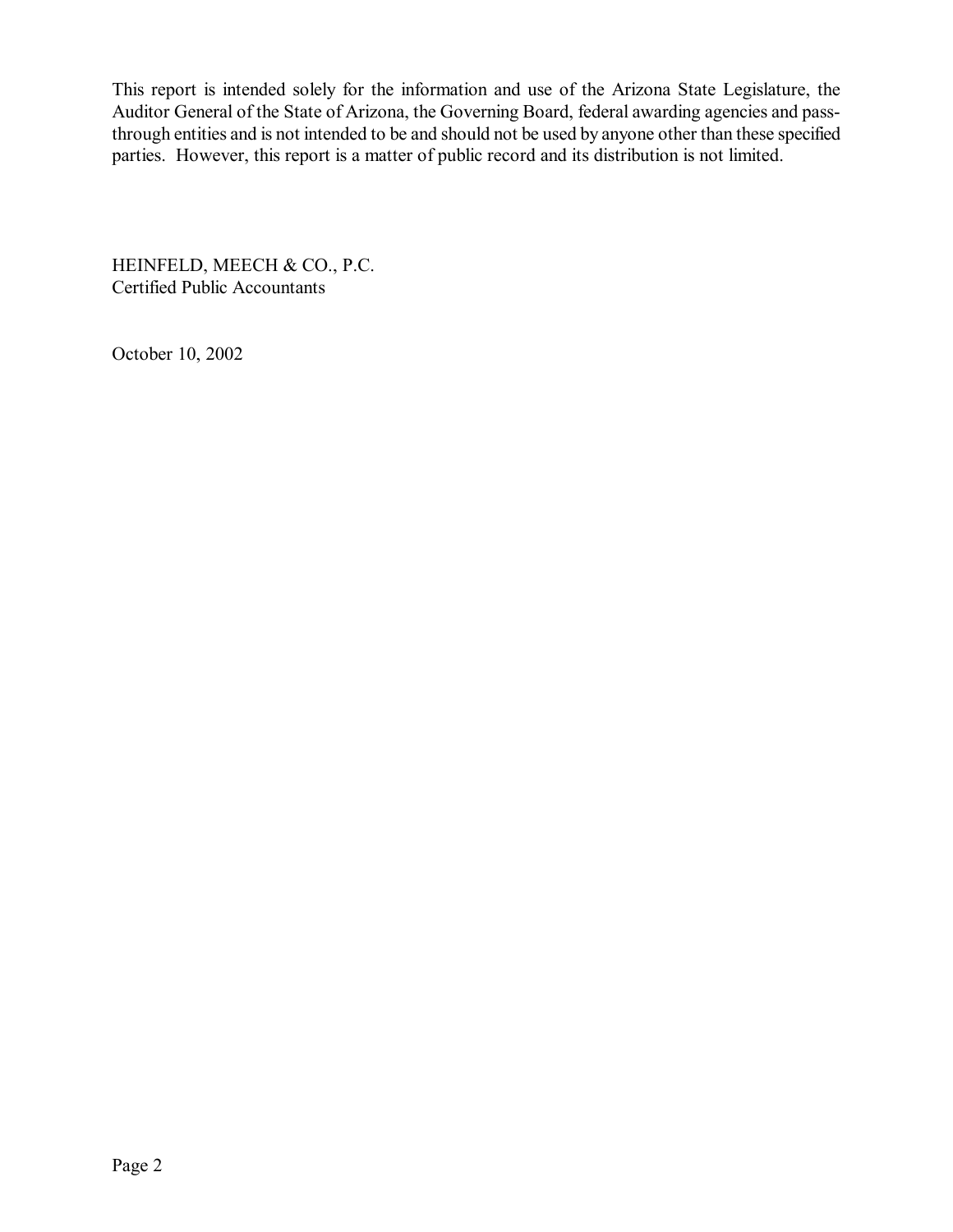This report is intended solely for the information and use of the Arizona State Legislature, the Auditor General of the State of Arizona, the Governing Board, federal awarding agencies and pass-through entities and is not intended to be and should not be used by anyone other than these specified parties. However, this report is a matter of public record and its distribution is not limited.

HEINFELD, MEECH & CO., P.C.
Certified Public Accountants

October 10, 2002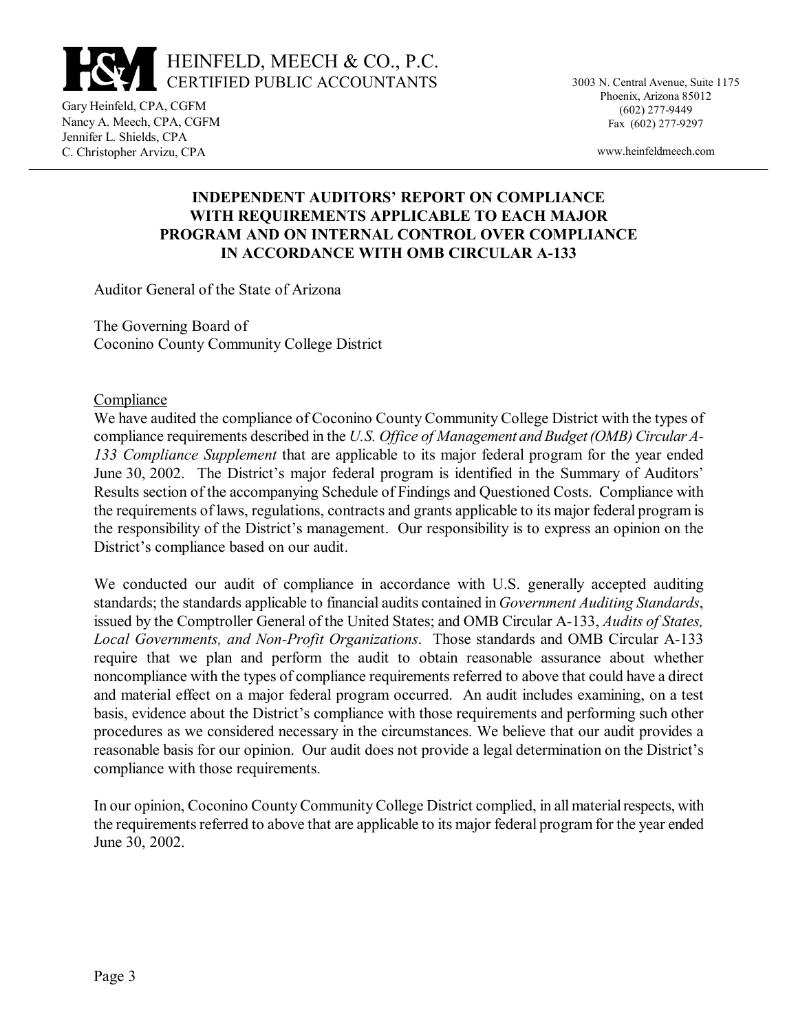HEINFELD, MEECH & CO., P.C.
CERTIFIED PUBLIC ACCOUNTANTS

Gary Heinfeld, CPA, CGFM
Nancy A. Meech, CPA, CGFM
Jennifer L. Shields, CPA
C. Christopher Arvizu, CPA

3003 N. Central Avenue, Suite 1175
Phoenix, Arizona 85012
(602) 277-9449
Fax (602) 277-9297

www.heinfeldmeech.com

**INDEPENDENT AUDITORS' REPORT ON COMPLIANCE WITH REQUIREMENTS APPLICABLE TO EACH MAJOR PROGRAM AND ON INTERNAL CONTROL OVER COMPLIANCE IN ACCORDANCE WITH OMB CIRCULAR A-133**

Auditor General of the State of Arizona

The Governing Board of
Coconino County Community College District

Compliance

We have audited the compliance of Coconino County Community College District with the types of compliance requirements described in the *U.S. Office of Management and Budget (OMB) Circular A-133 Compliance Supplement* that are applicable to its major federal program for the year ended June 30, 2002. The District's major federal program is identified in the Summary of Auditors' Results section of the accompanying Schedule of Findings and Questioned Costs. Compliance with the requirements of laws, regulations, contracts and grants applicable to its major federal program is the responsibility of the District's management. Our responsibility is to express an opinion on the District's compliance based on our audit.

We conducted our audit of compliance in accordance with U.S. generally accepted auditing standards; the standards applicable to financial audits contained in *Government Auditing Standards*, issued by the Comptroller General of the United States; and OMB Circular A-133, *Audits of States, Local Governments, and Non-Profit Organizations*. Those standards and OMB Circular A-133 require that we plan and perform the audit to obtain reasonable assurance about whether noncompliance with the types of compliance requirements referred to above that could have a direct and material effect on a major federal program occurred. An audit includes examining, on a test basis, evidence about the District's compliance with those requirements and performing such other procedures as we considered necessary in the circumstances. We believe that our audit provides a reasonable basis for our opinion. Our audit does not provide a legal determination on the District's compliance with those requirements.

In our opinion, Coconino County Community College District complied, in all material respects, with the requirements referred to above that are applicable to its major federal program for the year ended June 30, 2002.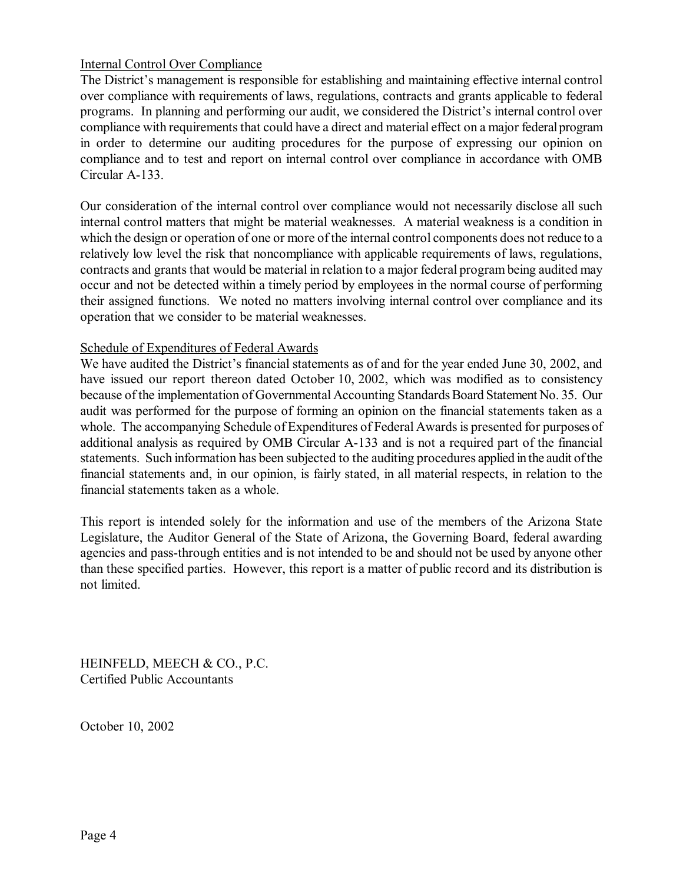Internal Control Over Compliance

The District's management is responsible for establishing and maintaining effective internal control over compliance with requirements of laws, regulations, contracts and grants applicable to federal programs. In planning and performing our audit, we considered the District's internal control over compliance with requirements that could have a direct and material effect on a major federal program in order to determine our auditing procedures for the purpose of expressing our opinion on compliance and to test and report on internal control over compliance in accordance with OMB Circular A-133.

Our consideration of the internal control over compliance would not necessarily disclose all such internal control matters that might be material weaknesses. A material weakness is a condition in which the design or operation of one or more of the internal control components does not reduce to a relatively low level the risk that noncompliance with applicable requirements of laws, regulations, contracts and grants that would be material in relation to a major federal program being audited may occur and not be detected within a timely period by employees in the normal course of performing their assigned functions. We noted no matters involving internal control over compliance and its operation that we consider to be material weaknesses.

Schedule of Expenditures of Federal Awards

We have audited the District's financial statements as of and for the year ended June 30, 2002, and have issued our report thereon dated October 10, 2002, which was modified as to consistency because of the implementation of Governmental Accounting Standards Board Statement No. 35. Our audit was performed for the purpose of forming an opinion on the financial statements taken as a whole. The accompanying Schedule of Expenditures of Federal Awards is presented for purposes of additional analysis as required by OMB Circular A-133 and is not a required part of the financial statements. Such information has been subjected to the auditing procedures applied in the audit of the financial statements and, in our opinion, is fairly stated, in all material respects, in relation to the financial statements taken as a whole.

This report is intended solely for the information and use of the members of the Arizona State Legislature, the Auditor General of the State of Arizona, the Governing Board, federal awarding agencies and pass-through entities and is not intended to be and should not be used by anyone other than these specified parties. However, this report is a matter of public record and its distribution is not limited.

HEINFELD, MEECH & CO., P.C.
Certified Public Accountants

October 10, 2002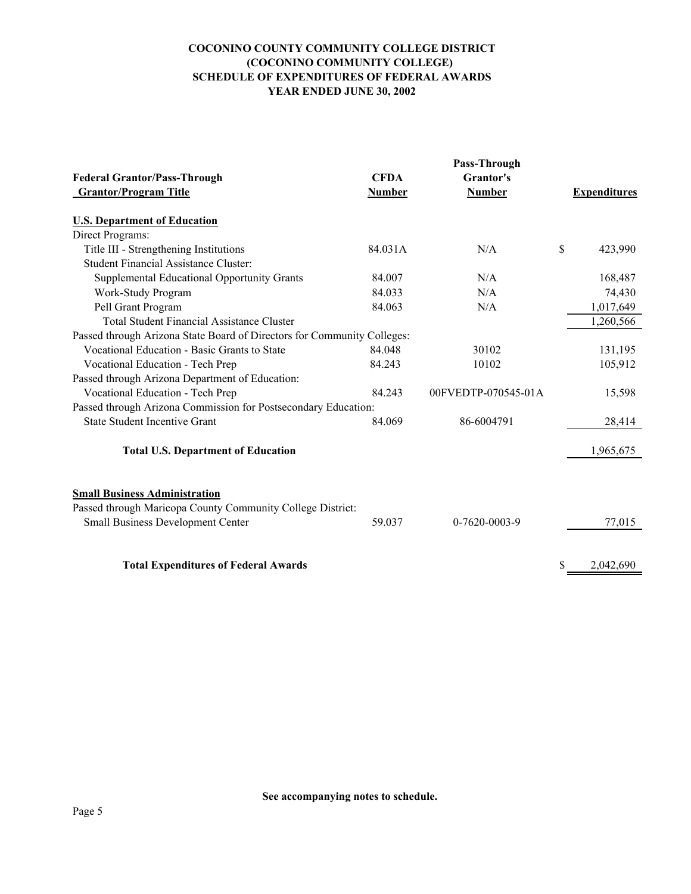**COCONINO COUNTY COMMUNITY COLLEGE DISTRICT**
**(COCONINO COMMUNITY COLLEGE)**
**SCHEDULE OF EXPENDITURES OF FEDERAL AWARDS**
**YEAR ENDED JUNE 30, 2002**

| Federal Grantor/Pass-Through Grantor/Program Title | CFDA Number | Pass-Through Grantor's Number | Expenditures |
|---|---|---|---|
| **U.S. Department of Education** | | | |
| Direct Programs: | | | |
| Title III - Strengthening Institutions | 84.031A | N/A | $ 423,990 |
| Student Financial Assistance Cluster: | | | |
| Supplemental Educational Opportunity Grants | 84.007 | N/A | 168,487 |
| Work-Study Program | 84.033 | N/A | 74,430 |
| Pell Grant Program | 84.063 | N/A | 1,017,649 |
| Total Student Financial Assistance Cluster | | | 1,260,566 |
| Passed through Arizona State Board of Directors for Community Colleges: | | | |
| Vocational Education - Basic Grants to State | 84.048 | 30102 | 131,195 |
| Vocational Education - Tech Prep | 84.243 | 10102 | 105,912 |
| Passed through Arizona Department of Education: | | | |
| Vocational Education - Tech Prep | 84.243 | 00FVEDTP-070545-01A | 15,598 |
| Passed through Arizona Commission for Postsecondary Education: | | | |
| State Student Incentive Grant | 84.069 | 86-6004791 | 28,414 |
| **Total U.S. Department of Education** | | | 1,965,675 |
| **Small Business Administration** | | | |
| Passed through Maricopa County Community College District: | | | |
| Small Business Development Center | 59.037 | 0-7620-0003-9 | 77,015 |
| **Total Expenditures of Federal Awards** | | | $ 2,042,690 |

**See accompanying notes to schedule.**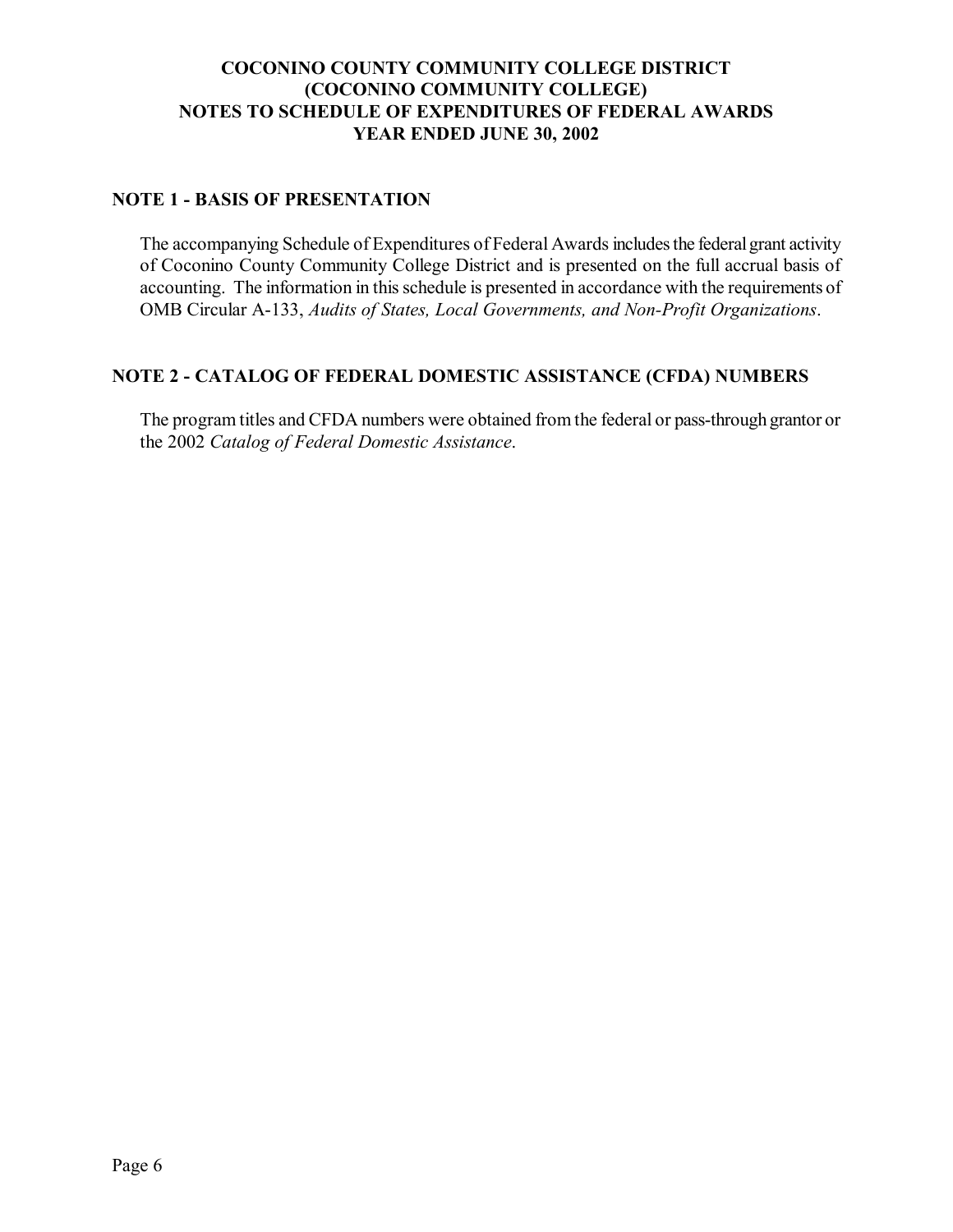# COCONINO COUNTY COMMUNITY COLLEGE DISTRICT
# (COCONINO COMMUNITY COLLEGE)
# NOTES TO SCHEDULE OF EXPENDITURES OF FEDERAL AWARDS
# YEAR ENDED JUNE 30, 2002

## NOTE 1 - BASIS OF PRESENTATION

The accompanying Schedule of Expenditures of Federal Awards includes the federal grant activity of Coconino County Community College District and is presented on the full accrual basis of accounting. The information in this schedule is presented in accordance with the requirements of OMB Circular A-133, *Audits of States, Local Governments, and Non-Profit Organizations*.

## NOTE 2 - CATALOG OF FEDERAL DOMESTIC ASSISTANCE (CFDA) NUMBERS

The program titles and CFDA numbers were obtained from the federal or pass-through grantor or the 2002 *Catalog of Federal Domestic Assistance*.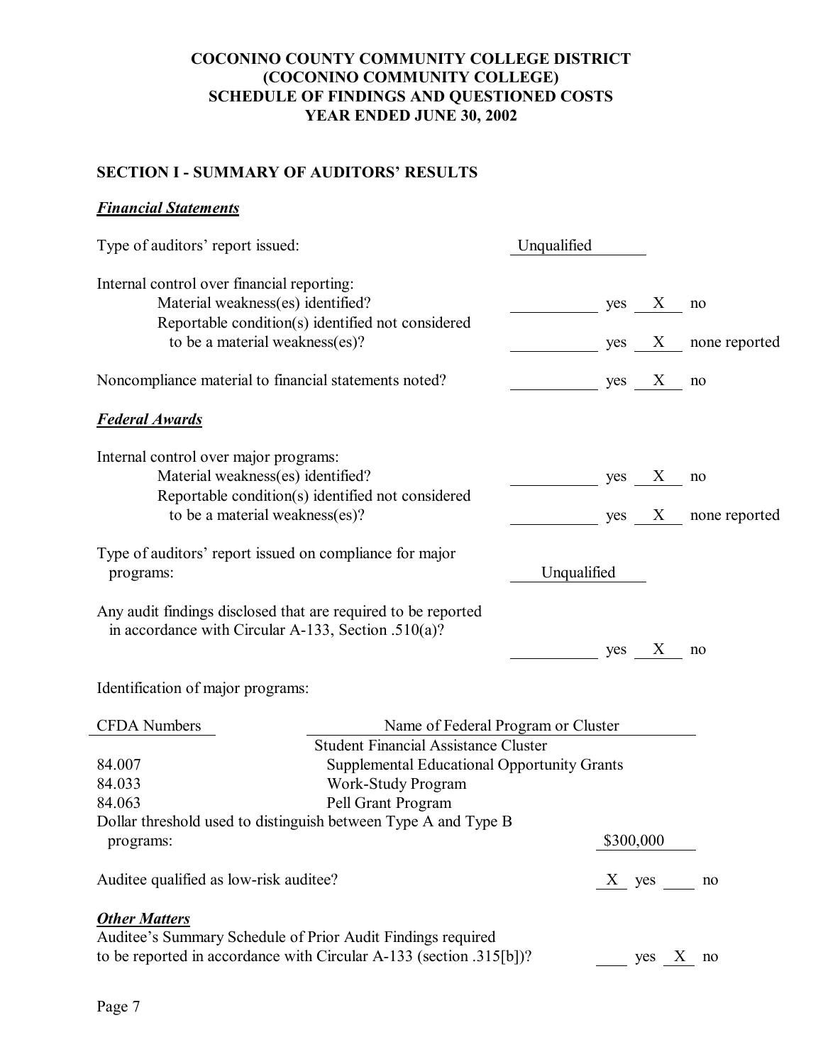# COCONINO COUNTY COMMUNITY COLLEGE DISTRICT
# (COCONINO COMMUNITY COLLEGE)
# SCHEDULE OF FINDINGS AND QUESTIONED COSTS
# YEAR ENDED JUNE 30, 2002

## SECTION I - SUMMARY OF AUDITORS' RESULTS

### *Financial Statements*

Type of auditors' report issued: Unqualified

Internal control over financial reporting:

- Material weakness(es) identified? ____ yes __X__ no
- Reportable condition(s) identified not considered to be a material weakness(es)? ____ yes __X__ none reported

Noncompliance material to financial statements noted? ____ yes __X__ no

### *Federal Awards*

Internal control over major programs:

- Material weakness(es) identified? ____ yes __X__ no
- Reportable condition(s) identified not considered to be a material weakness(es)? ____ yes __X__ none reported

Type of auditors' report issued on compliance for major programs: Unqualified

Any audit findings disclosed that are required to be reported in accordance with Circular A-133, Section .510(a)? ____ yes __X__ no

Identification of major programs:

| CFDA Numbers | Name of Federal Program or Cluster |
|---|---|
| | Student Financial Assistance Cluster |
| 84.007 | Supplemental Educational Opportunity Grants |
| 84.033 | Work-Study Program |
| 84.063 | Pell Grant Program |

Dollar threshold used to distinguish between Type A and Type B programs: $300,000

Auditee qualified as low-risk auditee? __X__ yes ____ no

### *Other Matters*

Auditee's Summary Schedule of Prior Audit Findings required to be reported in accordance with Circular A-133 (section .315[b])? ____ yes __X__ no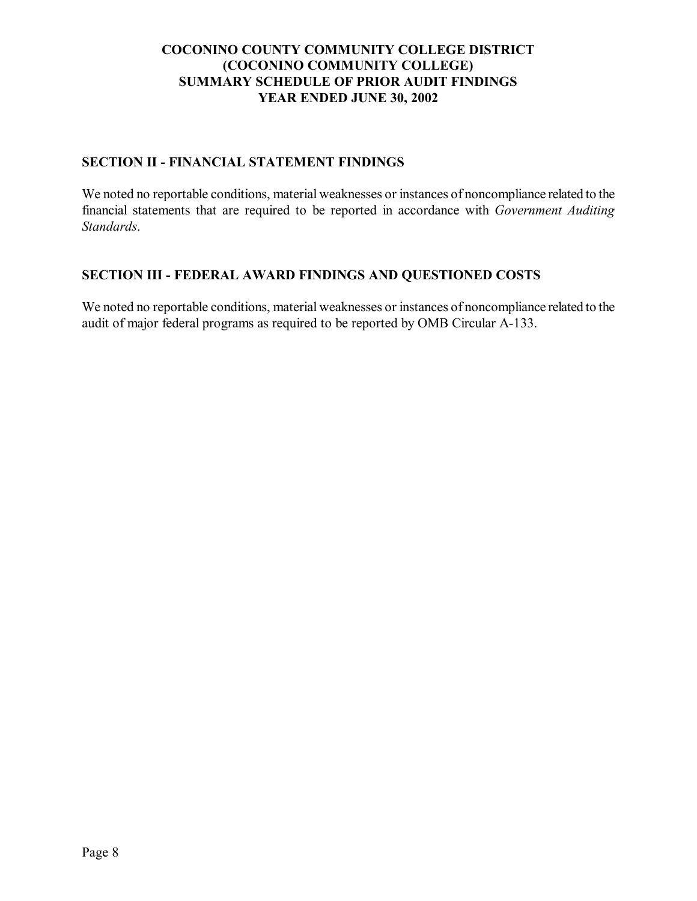# COCONINO COUNTY COMMUNITY COLLEGE DISTRICT
# (COCONINO COMMUNITY COLLEGE)
# SUMMARY SCHEDULE OF PRIOR AUDIT FINDINGS
# YEAR ENDED JUNE 30, 2002

## SECTION II - FINANCIAL STATEMENT FINDINGS

We noted no reportable conditions, material weaknesses or instances of noncompliance related to the financial statements that are required to be reported in accordance with *Government Auditing Standards*.

## SECTION III - FEDERAL AWARD FINDINGS AND QUESTIONED COSTS

We noted no reportable conditions, material weaknesses or instances of noncompliance related to the audit of major federal programs as required to be reported by OMB Circular A-133.